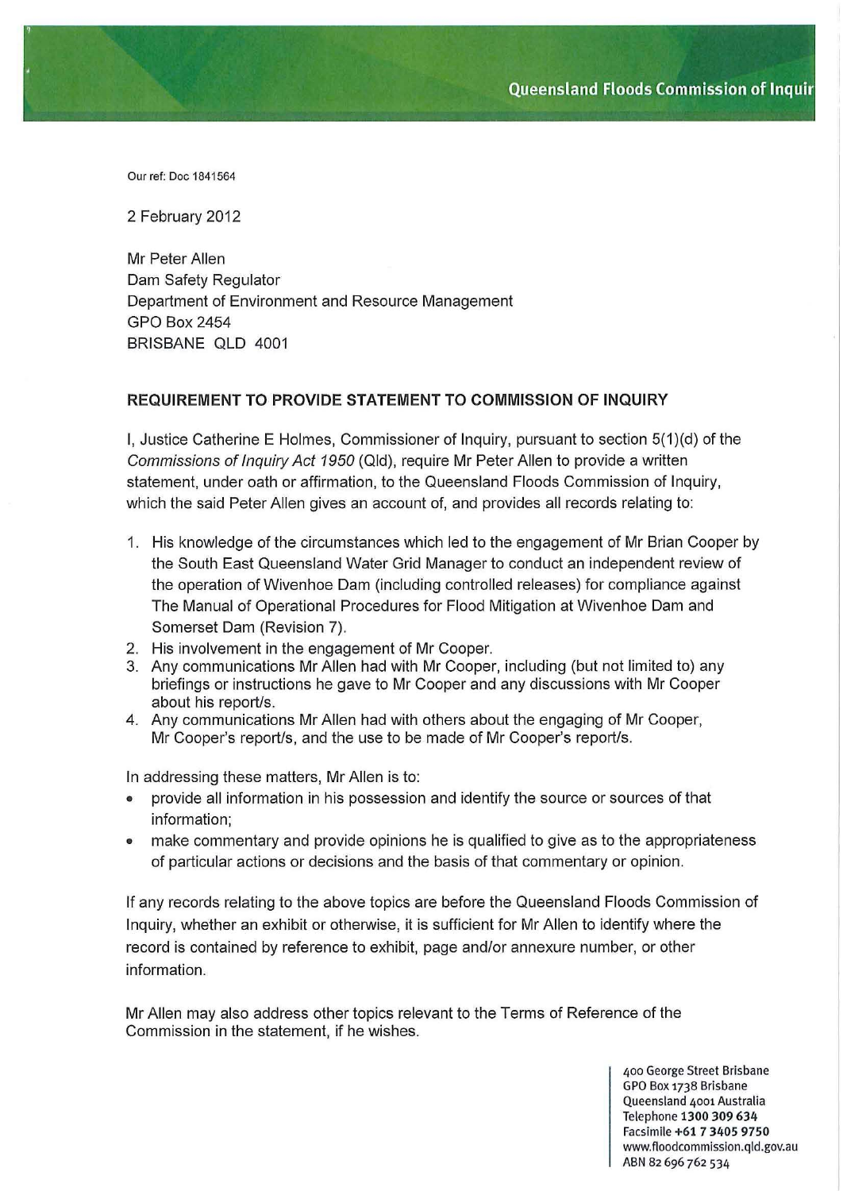Queensland Floods Commission of Inquir

Our ref: Doc 1841564

2 February 2012

Mr Peter Allen
Dam Safety Regulator
Department of Environment and Resource Management
GPO Box 2454
BRISBANE QLD 4001

**REQUIREMENT TO PROVIDE STATEMENT TO COMMISSION OF INQUIRY**

I, Justice Catherine E Holmes, Commissioner of Inquiry, pursuant to section 5(1)(d) of the *Commissions of Inquiry Act 1950* (Qld), require Mr Peter Allen to provide a written statement, under oath or affirmation, to the Queensland Floods Commission of Inquiry, which the said Peter Allen gives an account of, and provides all records relating to:

1. His knowledge of the circumstances which led to the engagement of Mr Brian Cooper by the South East Queensland Water Grid Manager to conduct an independent review of the operation of Wivenhoe Dam (including controlled releases) for compliance against The Manual of Operational Procedures for Flood Mitigation at Wivenhoe Dam and Somerset Dam (Revision 7).
2. His involvement in the engagement of Mr Cooper.
3. Any communications Mr Allen had with Mr Cooper, including (but not limited to) any briefings or instructions he gave to Mr Cooper and any discussions with Mr Cooper about his report/s.
4. Any communications Mr Allen had with others about the engaging of Mr Cooper, Mr Cooper's report/s, and the use to be made of Mr Cooper's report/s.

In addressing these matters, Mr Allen is to:

- provide all information in his possession and identify the source or sources of that information;
- make commentary and provide opinions he is qualified to give as to the appropriateness of particular actions or decisions and the basis of that commentary or opinion.

If any records relating to the above topics are before the Queensland Floods Commission of Inquiry, whether an exhibit or otherwise, it is sufficient for Mr Allen to identify where the record is contained by reference to exhibit, page and/or annexure number, or other information.

Mr Allen may also address other topics relevant to the Terms of Reference of the Commission in the statement, if he wishes.

400 George Street Brisbane
GPO Box 1738 Brisbane
Queensland 4001 Australia
Telephone **1300 309 634**
Facsimile **+61 7 3405 9750**
www.floodcommission.qld.gov.au
ABN 82 696 762 534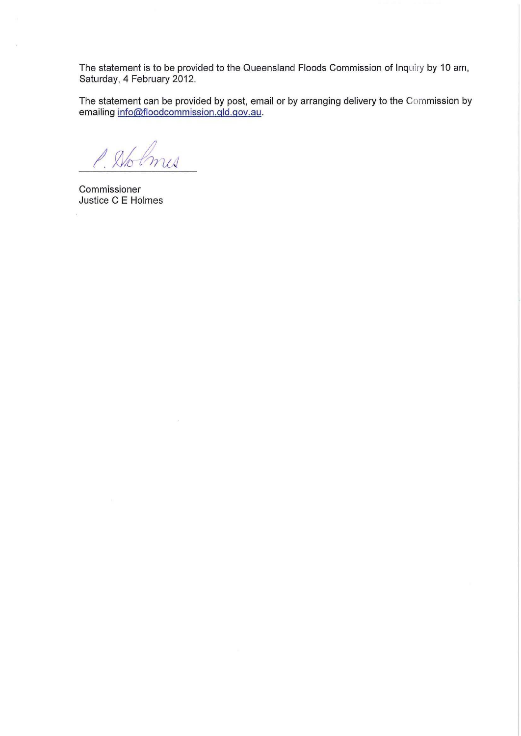The statement is to be provided to the Queensland Floods Commission of Inquiry by 10 am, Saturday, 4 February 2012.

The statement can be provided by post, email or by arranging delivery to the Commission by emailing info@floodcommission.qld.gov.au.

Commissioner
Justice C E Holmes